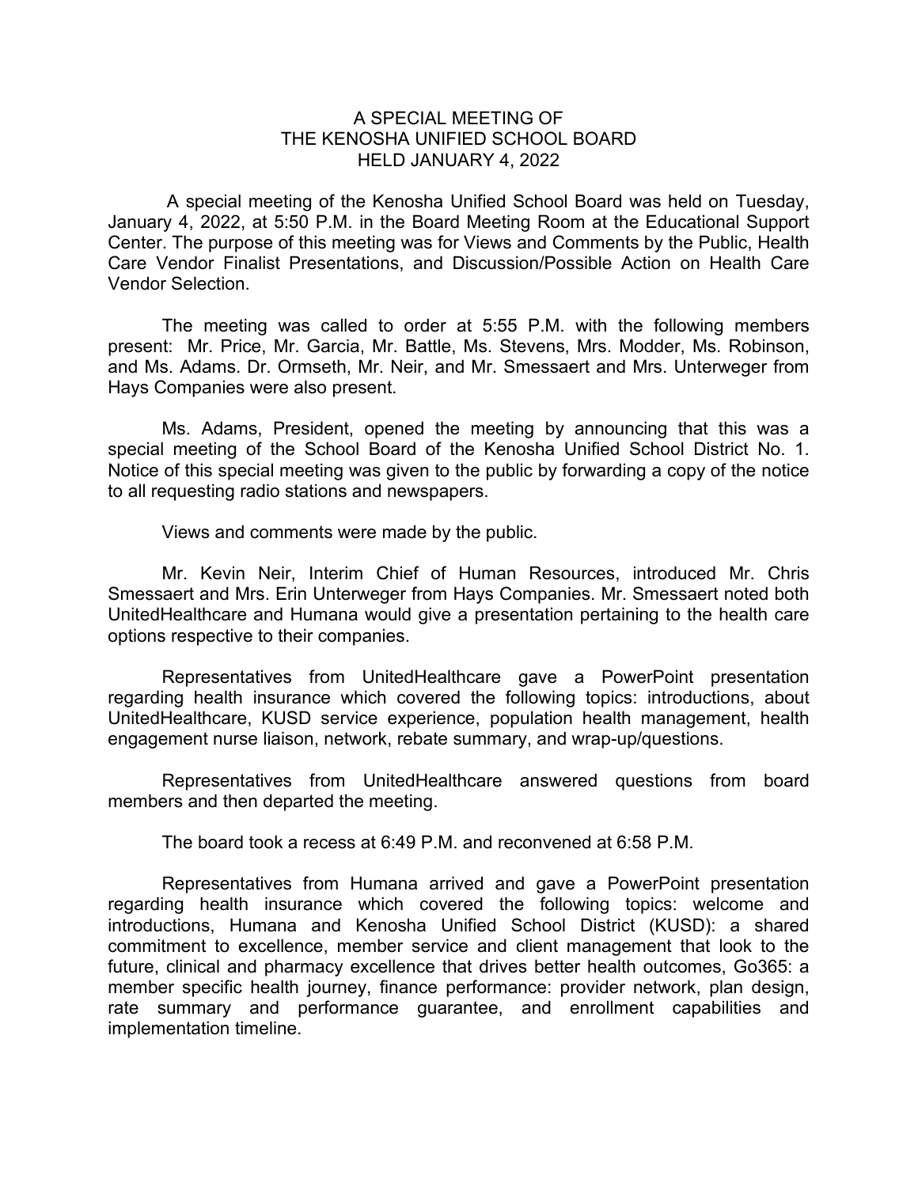# A SPECIAL MEETING OF THE KENOSHA UNIFIED SCHOOL BOARD HELD JANUARY 4, 2022

A special meeting of the Kenosha Unified School Board was held on Tuesday, January 4, 2022, at 5:50 P.M. in the Board Meeting Room at the Educational Support Center. The purpose of this meeting was for Views and Comments by the Public, Health Care Vendor Finalist Presentations, and Discussion/Possible Action on Health Care Vendor Selection.

The meeting was called to order at 5:55 P.M. with the following members present: Mr. Price, Mr. Garcia, Mr. Battle, Ms. Stevens, Mrs. Modder, Ms. Robinson, and Ms. Adams. Dr. Ormseth, Mr. Neir, and Mr. Smessaert and Mrs. Unterweger from Hays Companies were also present.

Ms. Adams, President, opened the meeting by announcing that this was a special meeting of the School Board of the Kenosha Unified School District No. 1. Notice of this special meeting was given to the public by forwarding a copy of the notice to all requesting radio stations and newspapers.

Views and comments were made by the public.

Mr. Kevin Neir, Interim Chief of Human Resources, introduced Mr. Chris Smessaert and Mrs. Erin Unterweger from Hays Companies. Mr. Smessaert noted both UnitedHealthcare and Humana would give a presentation pertaining to the health care options respective to their companies.

Representatives from UnitedHealthcare gave a PowerPoint presentation regarding health insurance which covered the following topics: introductions, about UnitedHealthcare, KUSD service experience, population health management, health engagement nurse liaison, network, rebate summary, and wrap-up/questions.

Representatives from UnitedHealthcare answered questions from board members and then departed the meeting.

The board took a recess at 6:49 P.M. and reconvened at 6:58 P.M.

Representatives from Humana arrived and gave a PowerPoint presentation regarding health insurance which covered the following topics: welcome and introductions, Humana and Kenosha Unified School District (KUSD): a shared commitment to excellence, member service and client management that look to the future, clinical and pharmacy excellence that drives better health outcomes, Go365: a member specific health journey, finance performance: provider network, plan design, rate summary and performance guarantee, and enrollment capabilities and implementation timeline.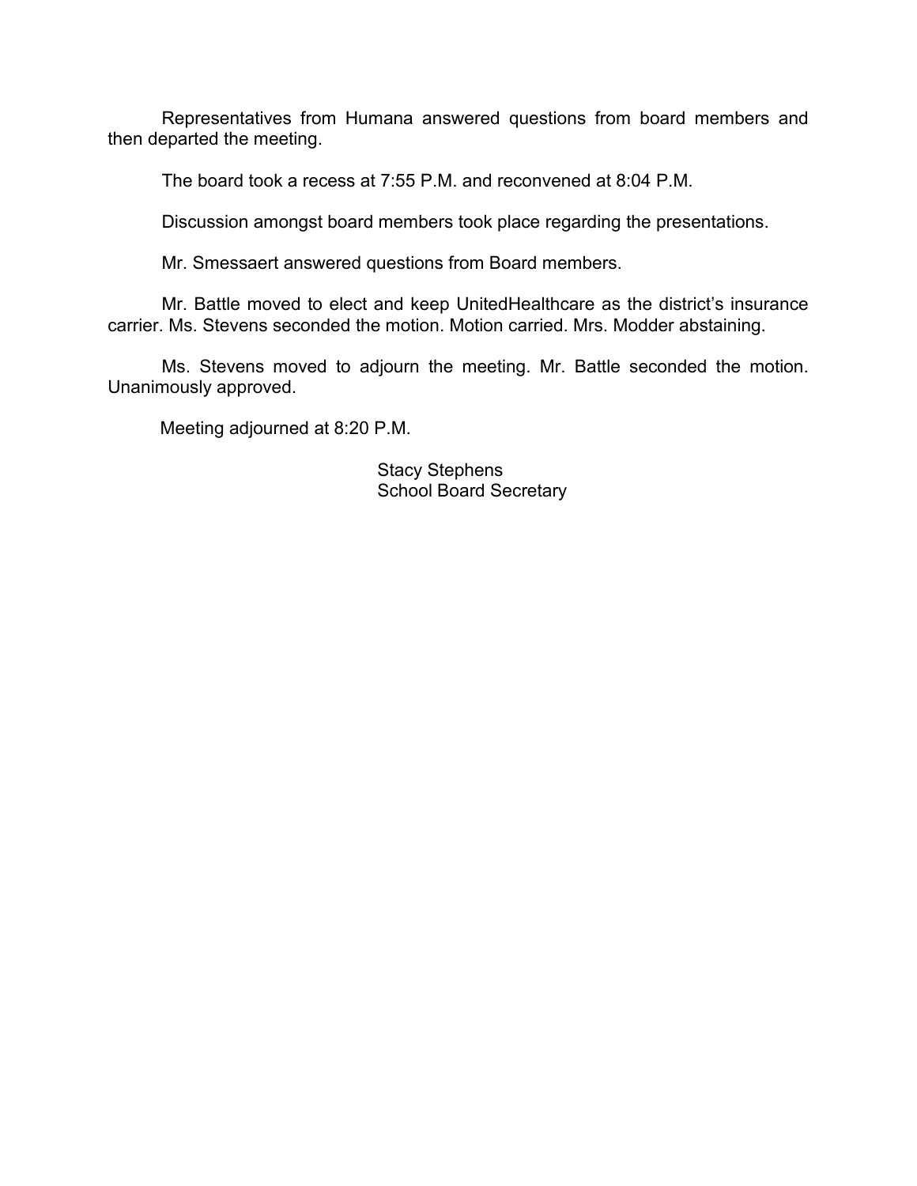Representatives from Humana answered questions from board members and then departed the meeting.

The board took a recess at 7:55 P.M. and reconvened at 8:04 P.M.

Discussion amongst board members took place regarding the presentations.

Mr. Smessaert answered questions from Board members.

Mr. Battle moved to elect and keep UnitedHealthcare as the district's insurance carrier. Ms. Stevens seconded the motion. Motion carried. Mrs. Modder abstaining.

Ms. Stevens moved to adjourn the meeting. Mr. Battle seconded the motion. Unanimously approved.

Meeting adjourned at 8:20 P.M.

Stacy Stephens
School Board Secretary